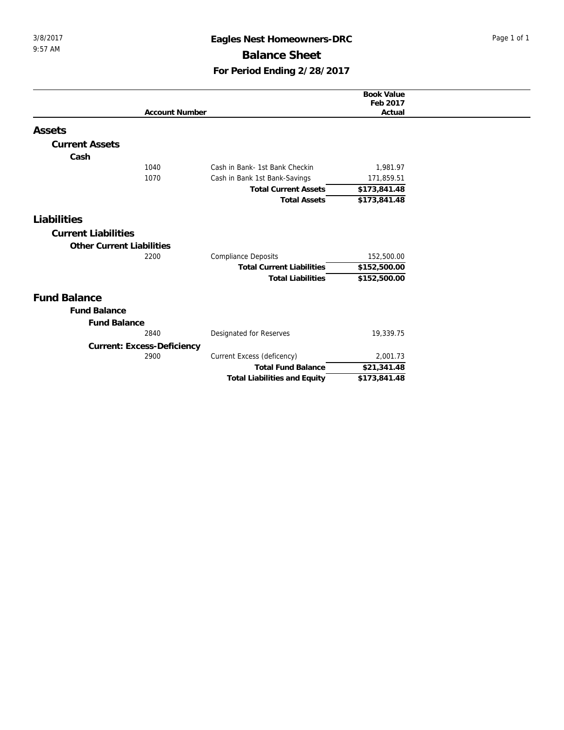# Eagles Nest Homeowners-DRC

## Balance Sheet

### For Period Ending 2/28/2017

| | Account Number | | Book Value Feb 2017 Actual |
|---|---|---|---|
| **Assets** | | | |
| **Current Assets** | | | |
| **Cash** | | | |
| | 1040 | Cash in Bank- 1st Bank Checkin | 1,981.97 |
| | 1070 | Cash in Bank 1st Bank-Savings | 171,859.51 |
| | | **Total Current Assets** | **$173,841.48** |
| | | **Total Assets** | **$173,841.48** |
| **Liabilities** | | | |
| **Current Liabilities** | | | |
| **Other Current Liabilities** | | | |
| | 2200 | Compliance Deposits | 152,500.00 |
| | | **Total Current Liabilities** | **$152,500.00** |
| | | **Total Liabilities** | **$152,500.00** |
| **Fund Balance** | | | |
| **Fund Balance** | | | |
| **Fund Balance** | | | |
| | 2840 | Designated for Reserves | 19,339.75 |
| **Current: Excess-Deficiency** | | | |
| | 2900 | Current Excess (deficency) | 2,001.73 |
| | | **Total Fund Balance** | **$21,341.48** |
| | | **Total Liabilities and Equity** | **$173,841.48** |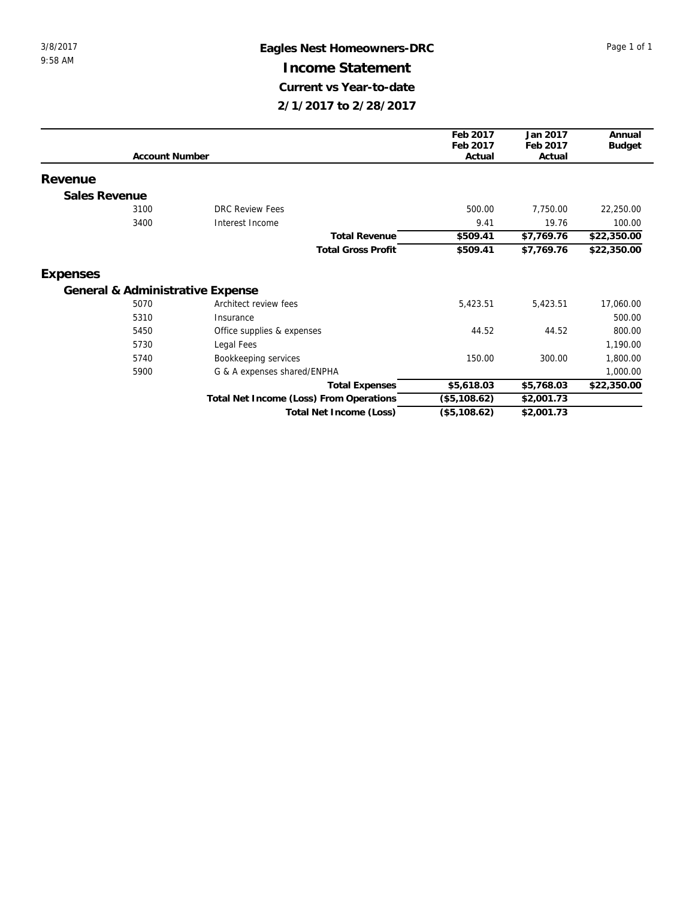3/8/2017
9:58 AM

# Eagles Nest Homeowners-DRC

## Income Statement

### Current vs Year-to-date

### 2/1/2017 to 2/28/2017

| Account Number | | Feb 2017 Feb 2017 Actual | Jan 2017 Feb 2017 Actual | Annual Budget |
|---|---|---|---|---|
| **Revenue** | | | | |
| **Sales Revenue** | | | | |
| 3100 | DRC Review Fees | 500.00 | 7,750.00 | 22,250.00 |
| 3400 | Interest Income | 9.41 | 19.76 | 100.00 |
| | **Total Revenue** | **$509.41** | **$7,769.76** | **$22,350.00** |
| | **Total Gross Profit** | **$509.41** | **$7,769.76** | **$22,350.00** |
| **Expenses** | | | | |
| **General & Administrative Expense** | | | | |
| 5070 | Architect review fees | 5,423.51 | 5,423.51 | 17,060.00 |
| 5310 | Insurance | | | 500.00 |
| 5450 | Office supplies & expenses | 44.52 | 44.52 | 800.00 |
| 5730 | Legal Fees | | | 1,190.00 |
| 5740 | Bookkeeping services | 150.00 | 300.00 | 1,800.00 |
| 5900 | G & A expenses shared/ENPHA | | | 1,000.00 |
| | **Total Expenses** | **$5,618.03** | **$5,768.03** | **$22,350.00** |
| | **Total Net Income (Loss) From Operations** | **($5,108.62)** | **$2,001.73** | |
| | **Total Net Income (Loss)** | **($5,108.62)** | **$2,001.73** | |